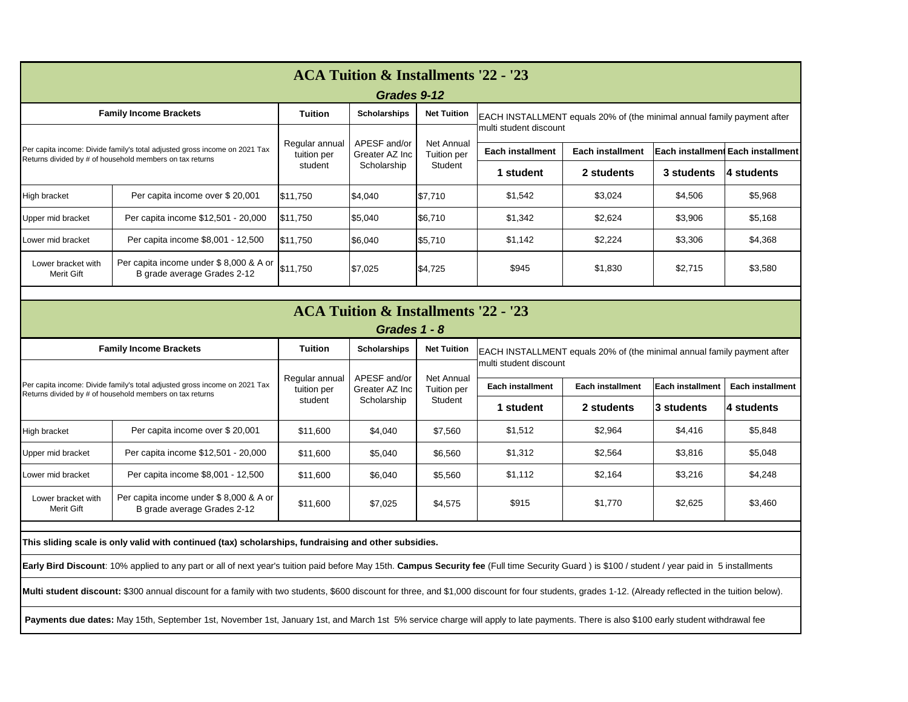# ACA Tuition & Installments '22 - '23

## *Grades 9-12*

| Family Income Brackets | | Tuition | Scholarships | Net Tuition | EACH INSTALLMENT equals 20% of (the minimal annual family payment after multi student discount | | | |
|---|---|---|---|---|---|---|---|---|
| Per capita income: Divide family's total adjusted gross income on 2021 Tax Returns divided by # of household members on tax returns | | Regular annual tuition per student | APESF and/or Greater AZ Inc Scholarship | Net Annual Tuition per Student | Each installment | Each installment | Each installment | Each installment |
| | | | | | **1 student** | **2 students** | **3 students** | **4 students** |
| High bracket | Per capita income over $ 20,001 | $11,750 | $4,040 | $7,710 | $1,542 | $3,024 | $4,506 | $5,968 |
| Upper mid bracket | Per capita income $12,501 - 20,000 | $11,750 | $5,040 | $6,710 | $1,342 | $2,624 | $3,906 | $5,168 |
| Lower mid bracket | Per capita income $8,001 - 12,500 | $11,750 | $6,040 | $5,710 | $1,142 | $2,224 | $3,306 | $4,368 |
| Lower bracket with Merit Gift | Per capita income under $ 8,000 & A or B grade average Grades 2-12 | $11,750 | $7,025 | $4,725 | $945 | $1,830 | $2,715 | $3,580 |

# ACA Tuition & Installments '22 - '23

## *Grades 1 - 8*

| Family Income Brackets | | Tuition | Scholarships | Net Tuition | EACH INSTALLMENT equals 20% of (the minimal annual family payment after multi student discount | | | |
|---|---|---|---|---|---|---|---|---|
| Per capita income: Divide family's total adjusted gross income on 2021 Tax Returns divided by # of household members on tax returns | | Regular annual tuition per student | APESF and/or Greater AZ Inc Scholarship | Net Annual Tuition per Student | Each installment | Each installment | Each installment | Each installment |
| | | | | | **1 student** | **2 students** | **3 students** | **4 students** |
| High bracket | Per capita income over $ 20,001 | $11,600 | $4,040 | $7,560 | $1,512 | $2,964 | $4,416 | $5,848 |
| Upper mid bracket | Per capita income $12,501 - 20,000 | $11,600 | $5,040 | $6,560 | $1,312 | $2,564 | $3,816 | $5,048 |
| Lower mid bracket | Per capita income $8,001 - 12,500 | $11,600 | $6,040 | $5,560 | $1,112 | $2,164 | $3,216 | $4,248 |
| Lower bracket with Merit Gift | Per capita income under $ 8,000 & A or B grade average Grades 2-12 | $11,600 | $7,025 | $4,575 | $915 | $1,770 | $2,625 | $3,460 |

**This sliding scale is only valid with continued (tax) scholarships, fundraising and other subsidies.**

**Early Bird Discount**: 10% applied to any part or all of next year's tuition paid before May 15th. **Campus Security fee** (Full time Security Guard ) is $100 / student / year paid in 5 installments

**Multi student discount:** $300 annual discount for a family with two students, $600 discount for three, and $1,000 discount for four students, grades 1-12. (Already reflected in the tuition below).

**Payments due dates:** May 15th, September 1st, November 1st, January 1st, and March 1st 5% service charge will apply to late payments. There is also $100 early student withdrawal fee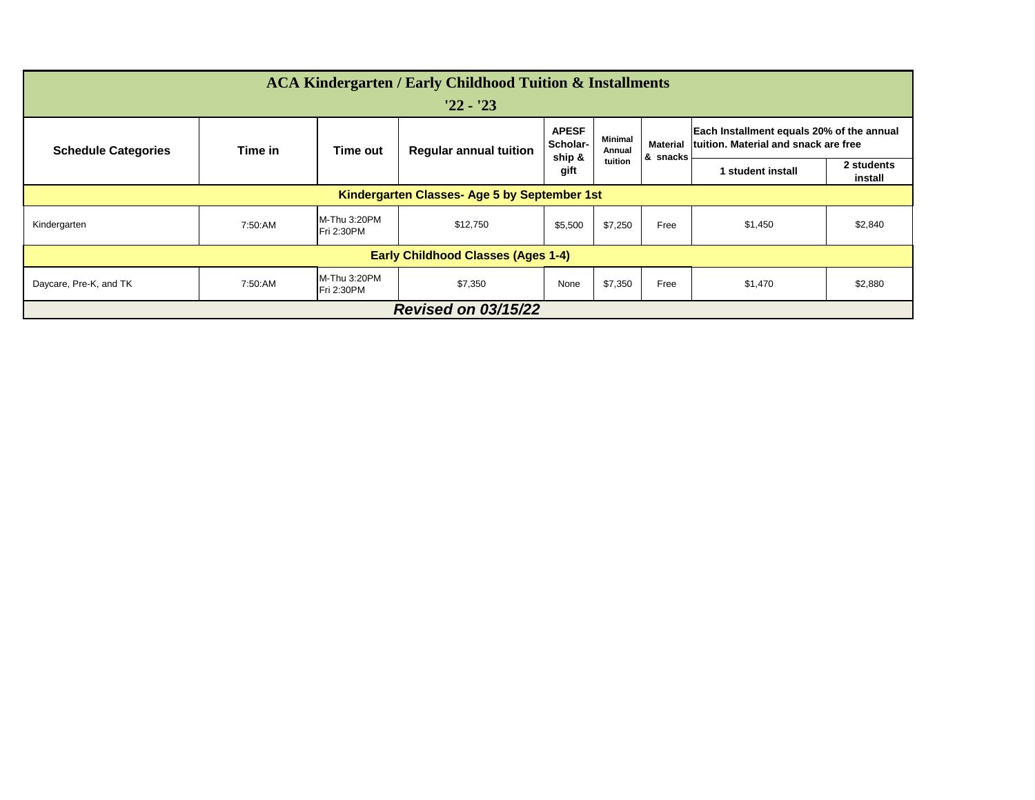| ACA Kindergarten / Early Childhood Tuition & Installments '22 - '23 | | | | | | | | |
|---|---|---|---|---|---|---|---|---|
| **Schedule Categories** | **Time in** | **Time out** | **Regular annual tuition** | **APESF Scholar-ship & gift** | **Minimal Annual tuition** | **Material & snacks** | **Each Installment equals 20% of the annual tuition. Material and snack are free** | |
| | | | | | | | **1 student install** | **2 students install** |
| **Kindergarten Classes- Age 5 by September 1st** | | | | | | | | |
| Kindergarten | 7:50:AM | M-Thu 3:20PM Fri 2:30PM | $12,750 | $5,500 | $7,250 | Free | $1,450 | $2,840 |
| **Early Childhood Classes (Ages 1-4)** | | | | | | | | |
| Daycare, Pre-K, and TK | 7:50:AM | M-Thu 3:20PM Fri 2:30PM | $7,350 | None | $7,350 | Free | $1,470 | $2,880 |
| ***Revised on 03/15/22*** | | | | | | | | |